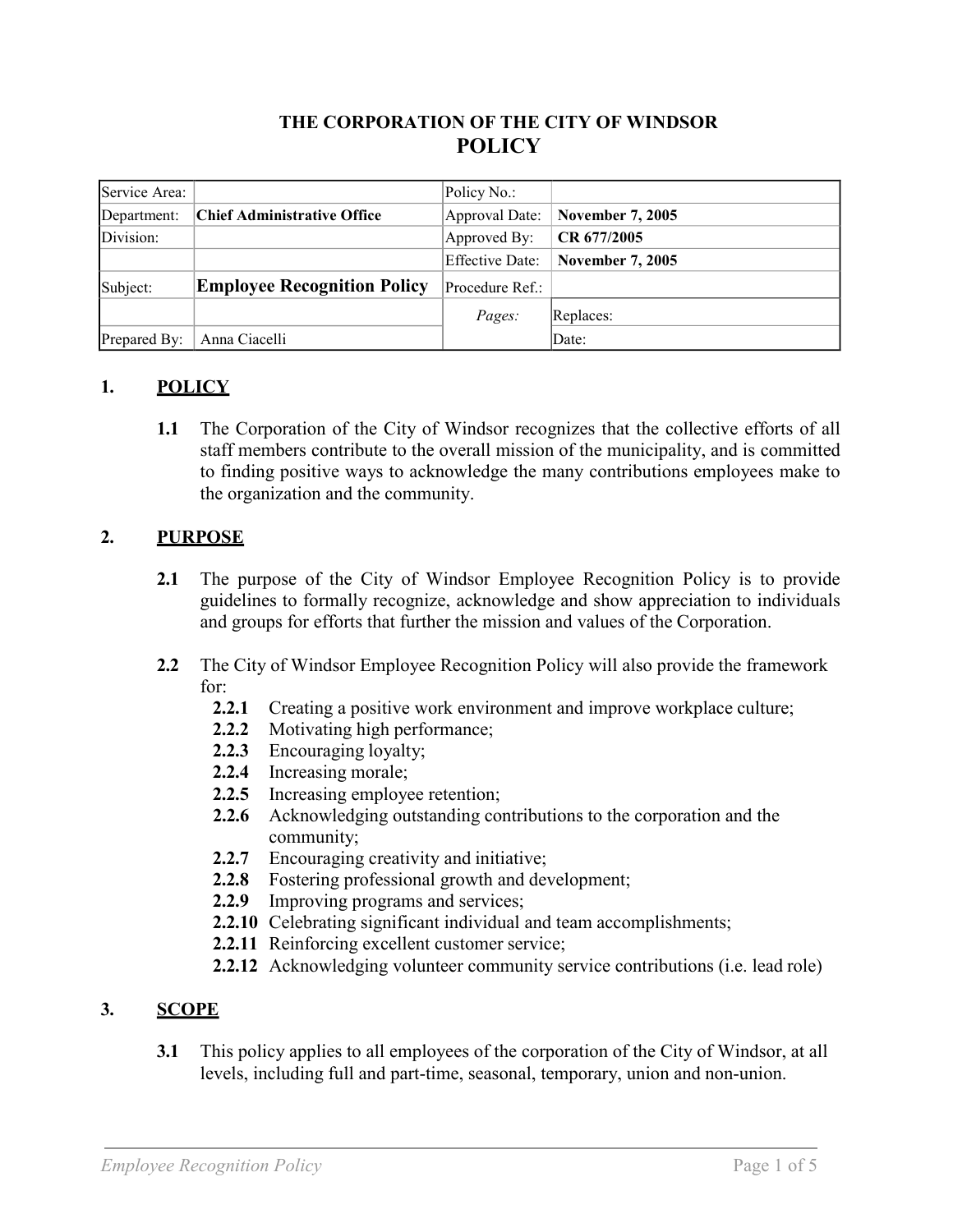**THE CORPORATION OF THE CITY OF WINDSOR**

# POLICY

| Service Area: | | Policy No.: | |
|---|---|---|---|
| Department: | **Chief Administrative Office** | Approval Date: | **November 7, 2005** |
| Division: | | Approved By: | **CR 677/2005** |
| | | Effective Date: | **November 7, 2005** |
| Subject: | **Employee Recognition Policy** | Procedure Ref.: | |
| | | *Pages:* | Replaces: |
| Prepared By: | Anna Ciacelli | | Date: |

## 1. POLICY

**1.1** The Corporation of the City of Windsor recognizes that the collective efforts of all staff members contribute to the overall mission of the municipality, and is committed to finding positive ways to acknowledge the many contributions employees make to the organization and the community.

## 2. PURPOSE

**2.1** The purpose of the City of Windsor Employee Recognition Policy is to provide guidelines to formally recognize, acknowledge and show appreciation to individuals and groups for efforts that further the mission and values of the Corporation.

**2.2** The City of Windsor Employee Recognition Policy will also provide the framework for:

- **2.2.1** Creating a positive work environment and improve workplace culture;
- **2.2.2** Motivating high performance;
- **2.2.3** Encouraging loyalty;
- **2.2.4** Increasing morale;
- **2.2.5** Increasing employee retention;
- **2.2.6** Acknowledging outstanding contributions to the corporation and the community;
- **2.2.7** Encouraging creativity and initiative;
- **2.2.8** Fostering professional growth and development;
- **2.2.9** Improving programs and services;
- **2.2.10** Celebrating significant individual and team accomplishments;
- **2.2.11** Reinforcing excellent customer service;
- **2.2.12** Acknowledging volunteer community service contributions (i.e. lead role)

## 3. SCOPE

**3.1** This policy applies to all employees of the corporation of the City of Windsor, at all levels, including full and part-time, seasonal, temporary, union and non-union.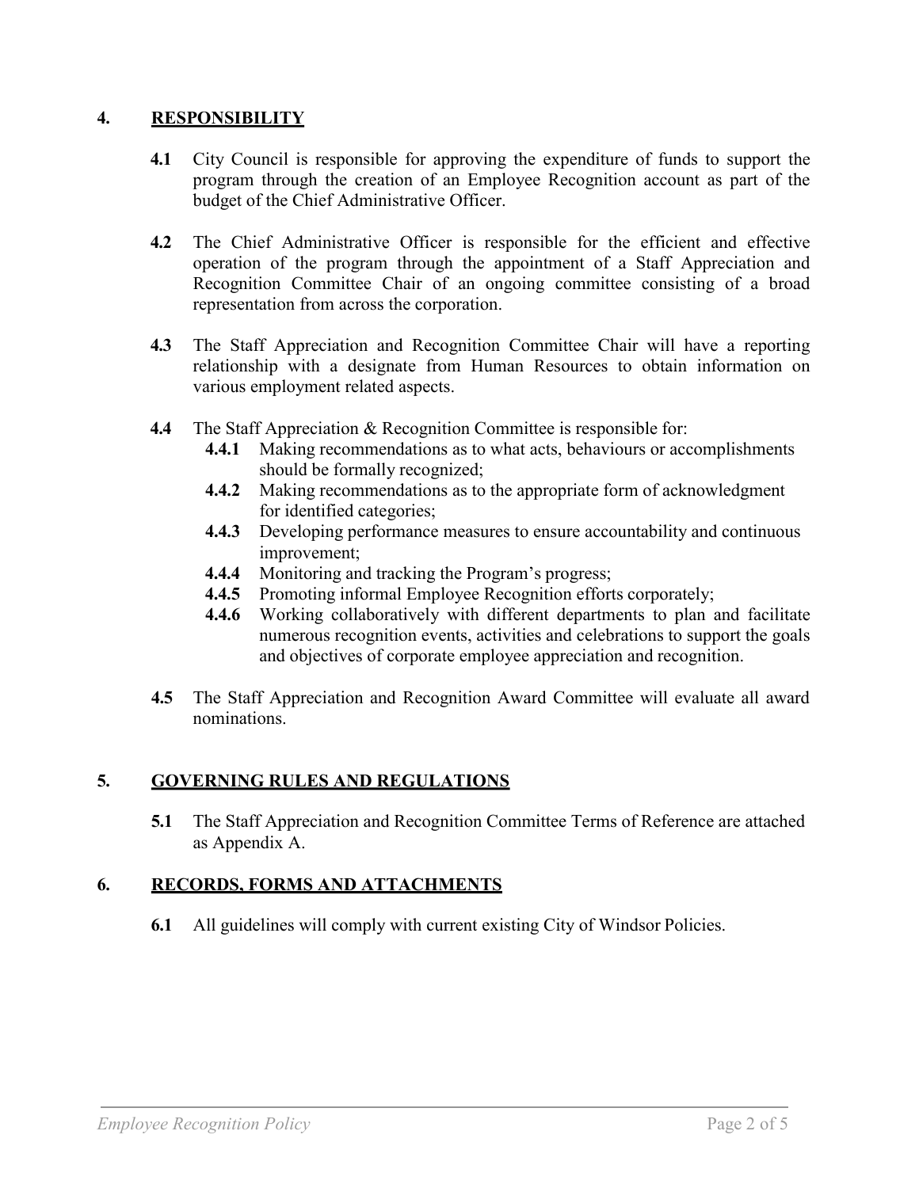## 4. RESPONSIBILITY

**4.1** City Council is responsible for approving the expenditure of funds to support the program through the creation of an Employee Recognition account as part of the budget of the Chief Administrative Officer.

**4.2** The Chief Administrative Officer is responsible for the efficient and effective operation of the program through the appointment of a Staff Appreciation and Recognition Committee Chair of an ongoing committee consisting of a broad representation from across the corporation.

**4.3** The Staff Appreciation and Recognition Committee Chair will have a reporting relationship with a designate from Human Resources to obtain information on various employment related aspects.

**4.4** The Staff Appreciation & Recognition Committee is responsible for:

- **4.4.1** Making recommendations as to what acts, behaviours or accomplishments should be formally recognized;
- **4.4.2** Making recommendations as to the appropriate form of acknowledgment for identified categories;
- **4.4.3** Developing performance measures to ensure accountability and continuous improvement;
- **4.4.4** Monitoring and tracking the Program's progress;
- **4.4.5** Promoting informal Employee Recognition efforts corporately;
- **4.4.6** Working collaboratively with different departments to plan and facilitate numerous recognition events, activities and celebrations to support the goals and objectives of corporate employee appreciation and recognition.

**4.5** The Staff Appreciation and Recognition Award Committee will evaluate all award nominations.

## 5. GOVERNING RULES AND REGULATIONS

**5.1** The Staff Appreciation and Recognition Committee Terms of Reference are attached as Appendix A.

## 6. RECORDS, FORMS AND ATTACHMENTS

**6.1** All guidelines will comply with current existing City of Windsor Policies.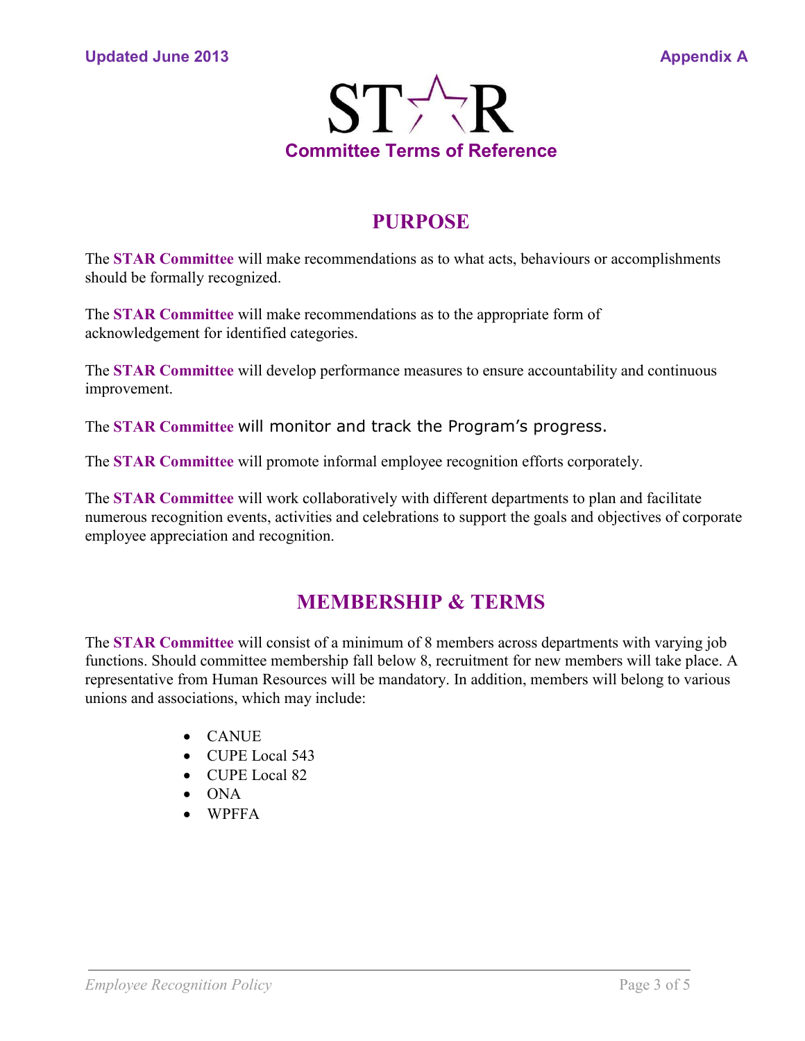Updated June 2013 Appendix A

# STAR
## Committee Terms of Reference

## PURPOSE

The **STAR Committee** will make recommendations as to what acts, behaviours or accomplishments should be formally recognized.

The **STAR Committee** will make recommendations as to the appropriate form of acknowledgement for identified categories.

The **STAR Committee** will develop performance measures to ensure accountability and continuous improvement.

The **STAR Committee** will monitor and track the Program's progress.

The **STAR Committee** will promote informal employee recognition efforts corporately.

The **STAR Committee** will work collaboratively with different departments to plan and facilitate numerous recognition events, activities and celebrations to support the goals and objectives of corporate employee appreciation and recognition.

## MEMBERSHIP & TERMS

The **STAR Committee** will consist of a minimum of 8 members across departments with varying job functions. Should committee membership fall below 8, recruitment for new members will take place. A representative from Human Resources will be mandatory. In addition, members will belong to various unions and associations, which may include:

- CANUE
- CUPE Local 543
- CUPE Local 82
- ONA
- WPFFA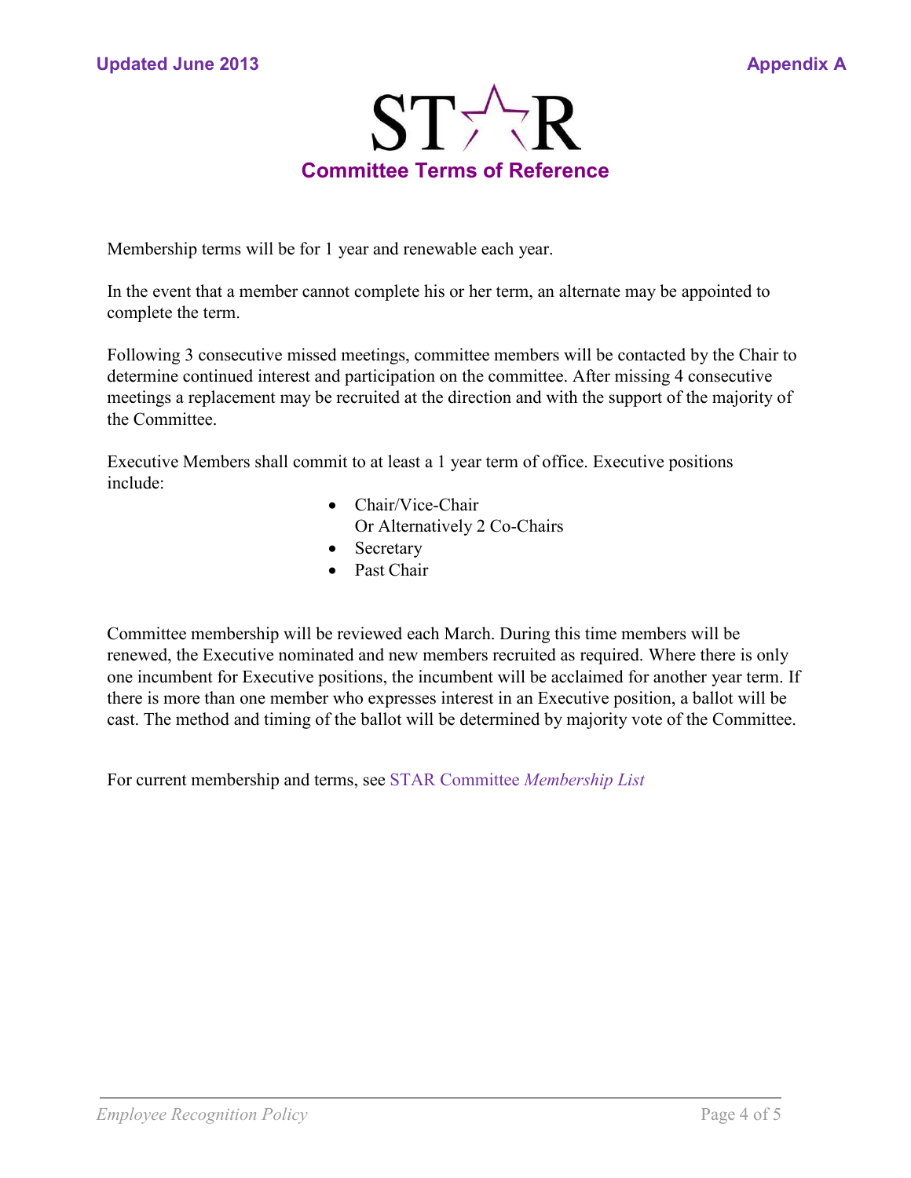Updated June 2013 | Appendix A

# STAR

## Committee Terms of Reference

Membership terms will be for 1 year and renewable each year.

In the event that a member cannot complete his or her term, an alternate may be appointed to complete the term.

Following 3 consecutive missed meetings, committee members will be contacted by the Chair to determine continued interest and participation on the committee. After missing 4 consecutive meetings a replacement may be recruited at the direction and with the support of the majority of the Committee.

Executive Members shall commit to at least a 1 year term of office. Executive positions include:

- Chair/Vice-Chair
  Or Alternatively 2 Co-Chairs
- Secretary
- Past Chair

Committee membership will be reviewed each March. During this time members will be renewed, the Executive nominated and new members recruited as required. Where there is only one incumbent for Executive positions, the incumbent will be acclaimed for another year term. If there is more than one member who expresses interest in an Executive position, a ballot will be cast. The method and timing of the ballot will be determined by majority vote of the Committee.

For current membership and terms, see STAR Committee *Membership List*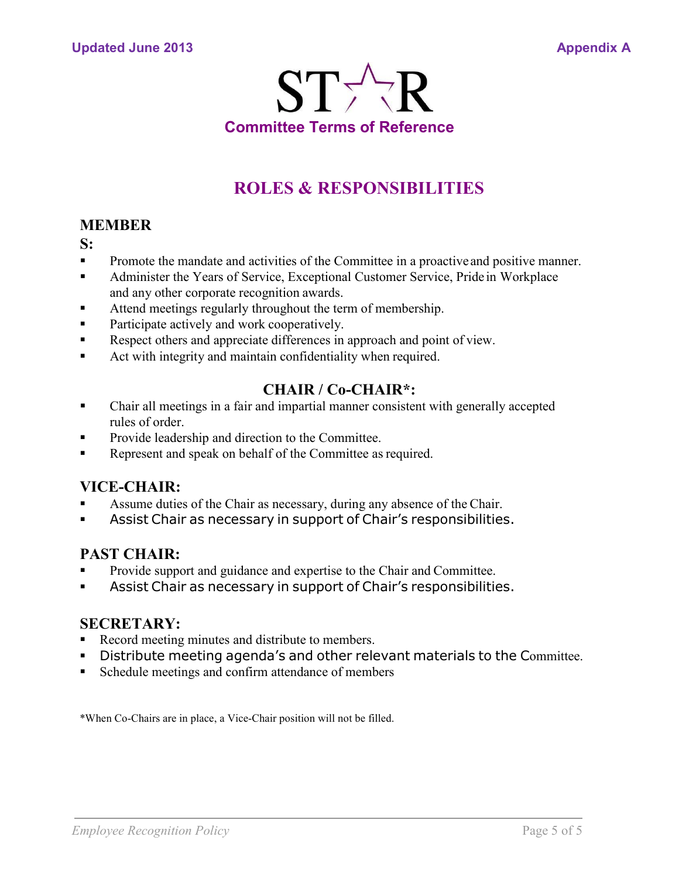Updated June 2013

Appendix A

STAR

**Committee Terms of Reference**

# ROLES & RESPONSIBILITIES

## MEMBERS:

- Promote the mandate and activities of the Committee in a proactive and positive manner.
- Administer the Years of Service, Exceptional Customer Service, Pride in Workplace and any other corporate recognition awards.
- Attend meetings regularly throughout the term of membership.
- Participate actively and work cooperatively.
- Respect others and appreciate differences in approach and point of view.
- Act with integrity and maintain confidentiality when required.

## CHAIR / Co-CHAIR*:

- Chair all meetings in a fair and impartial manner consistent with generally accepted rules of order.
- Provide leadership and direction to the Committee.
- Represent and speak on behalf of the Committee as required.

## VICE-CHAIR:

- Assume duties of the Chair as necessary, during any absence of the Chair.
- Assist Chair as necessary in support of Chair's responsibilities.

## PAST CHAIR:

- Provide support and guidance and expertise to the Chair and Committee.
- Assist Chair as necessary in support of Chair's responsibilities.

## SECRETARY:

- Record meeting minutes and distribute to members.
- Distribute meeting agenda's and other relevant materials to the Committee.
- Schedule meetings and confirm attendance of members

*When Co-Chairs are in place, a Vice-Chair position will not be filled.